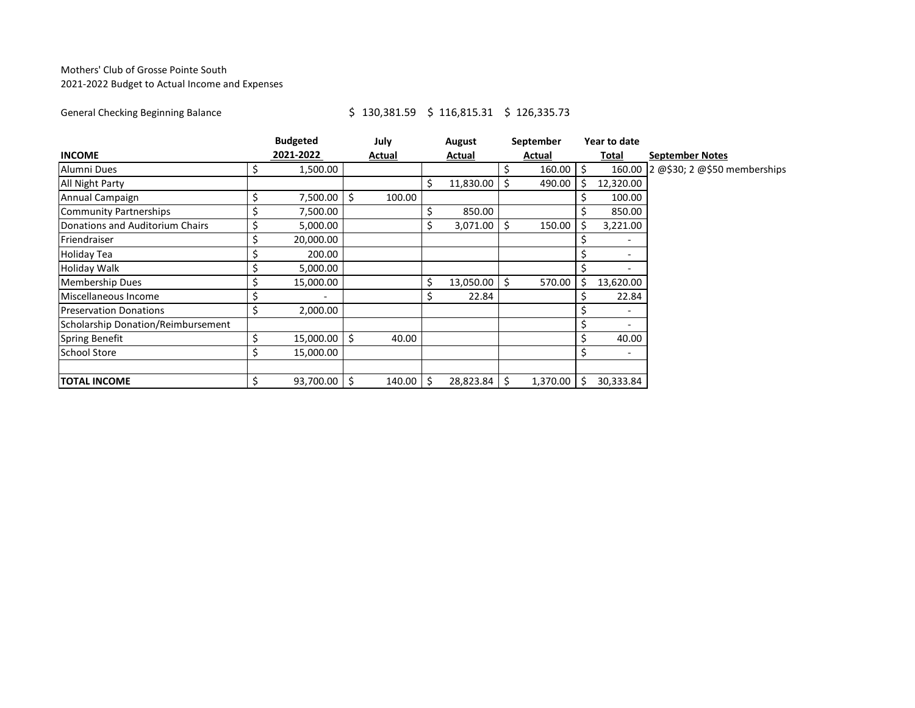Mothers' Club of Grosse Pointe South
2021-2022 Budget to Actual Income and Expenses

General Checking Beginning Balance $ 130,381.59 $ 116,815.31 $ 126,335.73

| INCOME | Budgeted 2021-2022 | July Actual | August Actual | September Actual | Year to date Total | September Notes |
|---|---|---|---|---|---|---|
| Alumni Dues | $ 1,500.00 | | | $ 160.00 | $ 160.00 | 2 @$30; 2 @$50 memberships |
| All Night Party | | | $ 11,830.00 | $ 490.00 | $ 12,320.00 | |
| Annual Campaign | $ 7,500.00 | $ 100.00 | | | $ 100.00 | |
| Community Partnerships | $ 7,500.00 | | $ 850.00 | | $ 850.00 | |
| Donations and Auditorium Chairs | $ 5,000.00 | | $ 3,071.00 | $ 150.00 | $ 3,221.00 | |
| Friendraiser | $ 20,000.00 | | | | $ - | |
| Holiday Tea | $ 200.00 | | | | $ - | |
| Holiday Walk | $ 5,000.00 | | | | $ - | |
| Membership Dues | $ 15,000.00 | | $ 13,050.00 | $ 570.00 | $ 13,620.00 | |
| Miscellaneous Income | $ - | | $ 22.84 | | $ 22.84 | |
| Preservation Donations | $ 2,000.00 | | | | $ - | |
| Scholarship Donation/Reimbursement | | | | | $ - | |
| Spring Benefit | $ 15,000.00 | $ 40.00 | | | $ 40.00 | |
| School Store | $ 15,000.00 | | | | $ - | |
| | | | | | | |
| **TOTAL INCOME** | $ 93,700.00 | $ 140.00 | $ 28,823.84 | $ 1,370.00 | $ 30,333.84 | |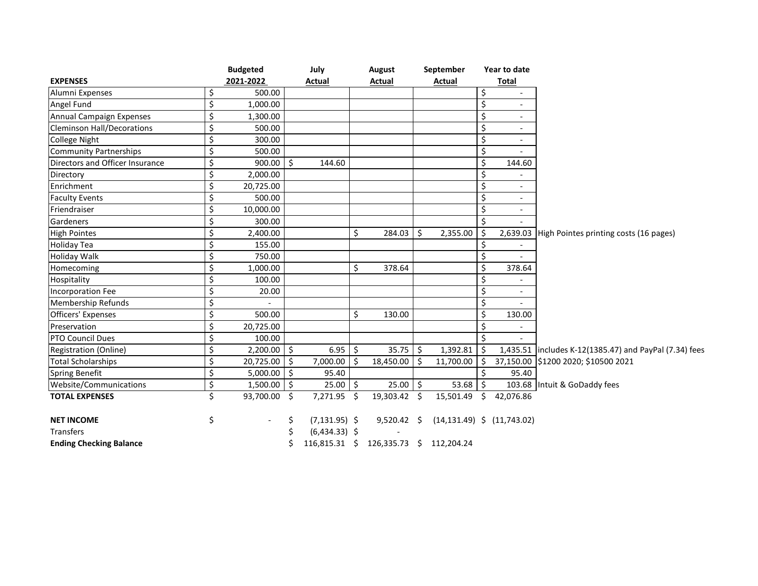| EXPENSES | Budgeted 2021-2022 | July Actual | August Actual | September Actual | Year to date Total | |
|---|---|---|---|---|---|---|
| Alumni Expenses | $ 500.00 | | | | $ - | |
| Angel Fund | $ 1,000.00 | | | | $ - | |
| Annual Campaign Expenses | $ 1,300.00 | | | | $ - | |
| Cleminson Hall/Decorations | $ 500.00 | | | | $ - | |
| College Night | $ 300.00 | | | | $ - | |
| Community Partnerships | $ 500.00 | | | | $ - | |
| Directors and Officer Insurance | $ 900.00 | $ 144.60 | | | $ 144.60 | |
| Directory | $ 2,000.00 | | | | $ - | |
| Enrichment | $ 20,725.00 | | | | $ - | |
| Faculty Events | $ 500.00 | | | | $ - | |
| Friendraiser | $ 10,000.00 | | | | $ - | |
| Gardeners | $ 300.00 | | | | $ - | |
| High Pointes | $ 2,400.00 | | $ 284.03 | $ 2,355.00 | $ 2,639.03 | High Pointes printing costs (16 pages) |
| Holiday Tea | $ 155.00 | | | | $ - | |
| Holiday Walk | $ 750.00 | | | | $ - | |
| Homecoming | $ 1,000.00 | | $ 378.64 | | $ 378.64 | |
| Hospitality | $ 100.00 | | | | $ - | |
| Incorporation Fee | $ 20.00 | | | | $ - | |
| Membership Refunds | $ - | | | | $ - | |
| Officers' Expenses | $ 500.00 | | $ 130.00 | | $ 130.00 | |
| Preservation | $ 20,725.00 | | | | $ - | |
| PTO Council Dues | $ 100.00 | | | | $ - | |
| Registration (Online) | $ 2,200.00 | $ 6.95 | $ 35.75 | $ 1,392.81 | $ 1,435.51 | includes K-12(1385.47) and PayPal (7.34) fees |
| Total Scholarships | $ 20,725.00 | $ 7,000.00 | $ 18,450.00 | $ 11,700.00 | $ 37,150.00 | $1200 2020; $10500 2021 |
| Spring Benefit | $ 5,000.00 | $ 95.40 | | | $ 95.40 | |
| Website/Communications | $ 1,500.00 | $ 25.00 | $ 25.00 | $ 53.68 | $ 103.68 | Intuit & GoDaddy fees |
| **TOTAL EXPENSES** | $ 93,700.00 | $ 7,271.95 | $ 19,303.42 | $ 15,501.49 | $ 42,076.86 | |
| | | | | | | |
| **NET INCOME** | $ - | $ (7,131.95) | $ 9,520.42 | $ (14,131.49) | $ (11,743.02) | |
| Transfers | | $ (6,434.33) | $ - | | | |
| **Ending Checking Balance** | | $ 116,815.31 | $ 126,335.73 | $ 112,204.24 | | |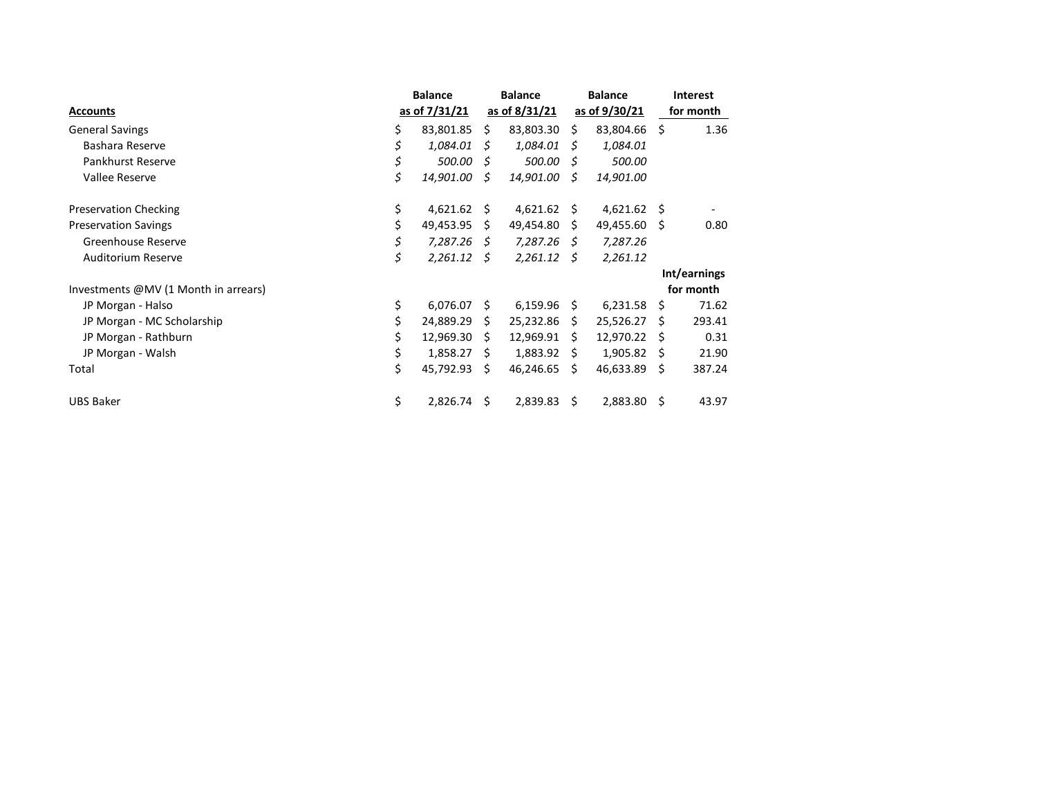| Accounts | Balance as of 7/31/21 | Balance as of 8/31/21 | Balance as of 9/30/21 | Interest for month |
|---|---|---|---|---|
| General Savings | $ 83,801.85 | $ 83,803.30 | $ 83,804.66 | $ 1.36 |
| Bashara Reserve | *$ 1,084.01* | *$ 1,084.01* | *$ 1,084.01* | |
| Pankhurst Reserve | *$ 500.00* | *$ 500.00* | *$ 500.00* | |
| Vallee Reserve | *$ 14,901.00* | *$ 14,901.00* | *$ 14,901.00* | |
| | | | | |
| Preservation Checking | $ 4,621.62 | $ 4,621.62 | $ 4,621.62 | $ - |
| Preservation Savings | $ 49,453.95 | $ 49,454.80 | $ 49,455.60 | $ 0.80 |
| Greenhouse Reserve | *$ 7,287.26* | *$ 7,287.26* | *$ 7,287.26* | |
| Auditorium Reserve | *$ 2,261.12* | *$ 2,261.12* | *$ 2,261.12* | |
| | | | | **Int/earnings for month** |
| Investments @MV (1 Month in arrears) | | | | |
| JP Morgan - Halso | $ 6,076.07 | $ 6,159.96 | $ 6,231.58 | $ 71.62 |
| JP Morgan - MC Scholarship | $ 24,889.29 | $ 25,232.86 | $ 25,526.27 | $ 293.41 |
| JP Morgan - Rathburn | $ 12,969.30 | $ 12,969.91 | $ 12,970.22 | $ 0.31 |
| JP Morgan - Walsh | $ 1,858.27 | $ 1,883.92 | $ 1,905.82 | $ 21.90 |
| Total | $ 45,792.93 | $ 46,246.65 | $ 46,633.89 | $ 387.24 |
| | | | | |
| UBS Baker | $ 2,826.74 | $ 2,839.83 | $ 2,883.80 | $ 43.97 |